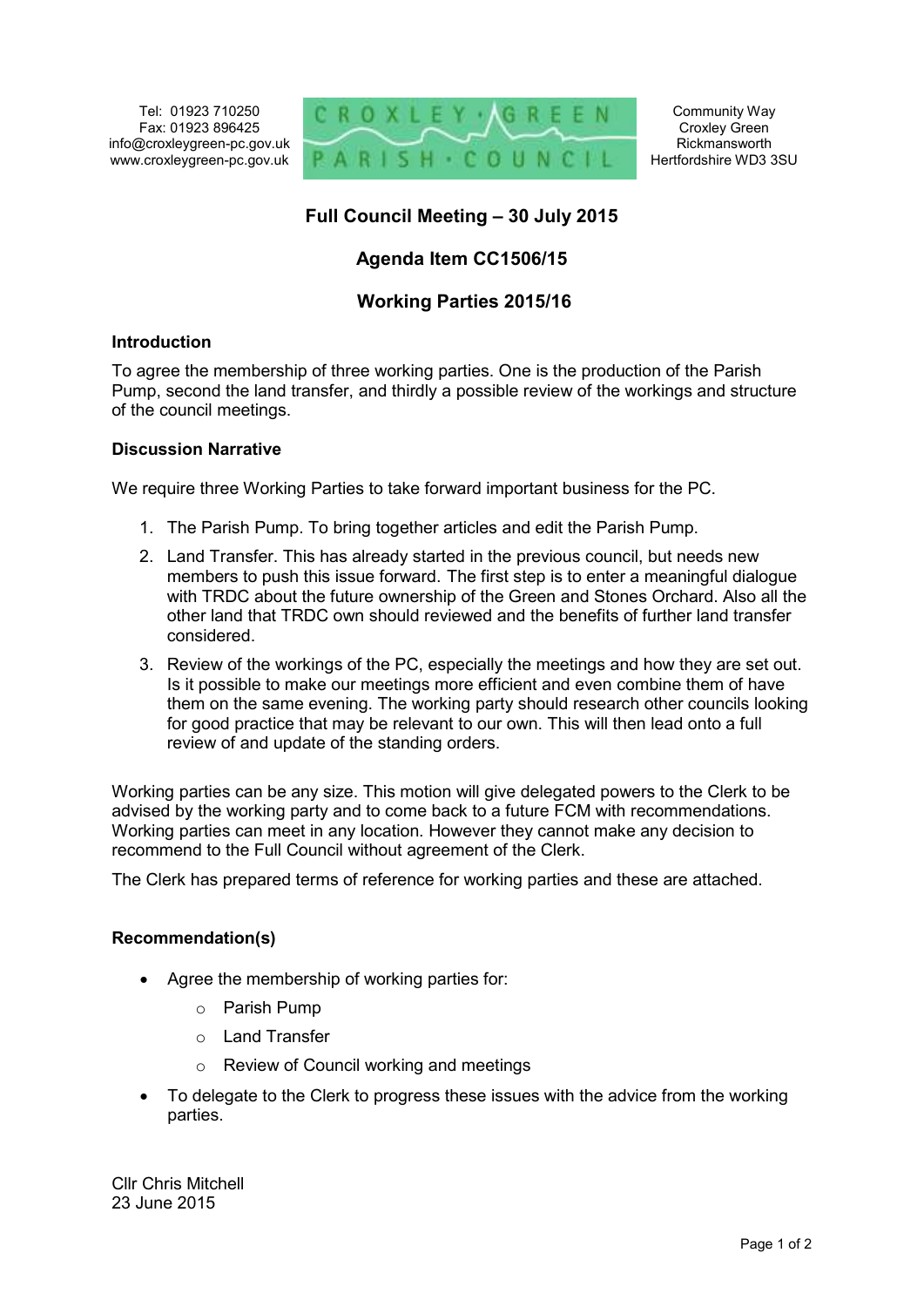Tel: 01923 710250
Fax: 01923 896425
info@croxleygreen-pc.gov.uk
www.croxleygreen-pc.gov.uk

CROXLEY · GREEN PARISH · COUNCIL

Community Way
Croxley Green
Rickmansworth
Hertfordshire WD3 3SU

# Full Council Meeting – 30 July 2015

## Agenda Item CC1506/15

## Working Parties 2015/16

### Introduction

To agree the membership of three working parties. One is the production of the Parish Pump, second the land transfer, and thirdly a possible review of the workings and structure of the council meetings.

### Discussion Narrative

We require three Working Parties to take forward important business for the PC.

1. The Parish Pump. To bring together articles and edit the Parish Pump.
2. Land Transfer. This has already started in the previous council, but needs new members to push this issue forward. The first step is to enter a meaningful dialogue with TRDC about the future ownership of the Green and Stones Orchard. Also all the other land that TRDC own should reviewed and the benefits of further land transfer considered.
3. Review of the workings of the PC, especially the meetings and how they are set out. Is it possible to make our meetings more efficient and even combine them of have them on the same evening. The working party should research other councils looking for good practice that may be relevant to our own. This will then lead onto a full review of and update of the standing orders.

Working parties can be any size. This motion will give delegated powers to the Clerk to be advised by the working party and to come back to a future FCM with recommendations. Working parties can meet in any location. However they cannot make any decision to recommend to the Full Council without agreement of the Clerk.

The Clerk has prepared terms of reference for working parties and these are attached.

### Recommendation(s)

- Agree the membership of working parties for:
  - Parish Pump
  - Land Transfer
  - Review of Council working and meetings
- To delegate to the Clerk to progress these issues with the advice from the working parties.

Cllr Chris Mitchell
23 June 2015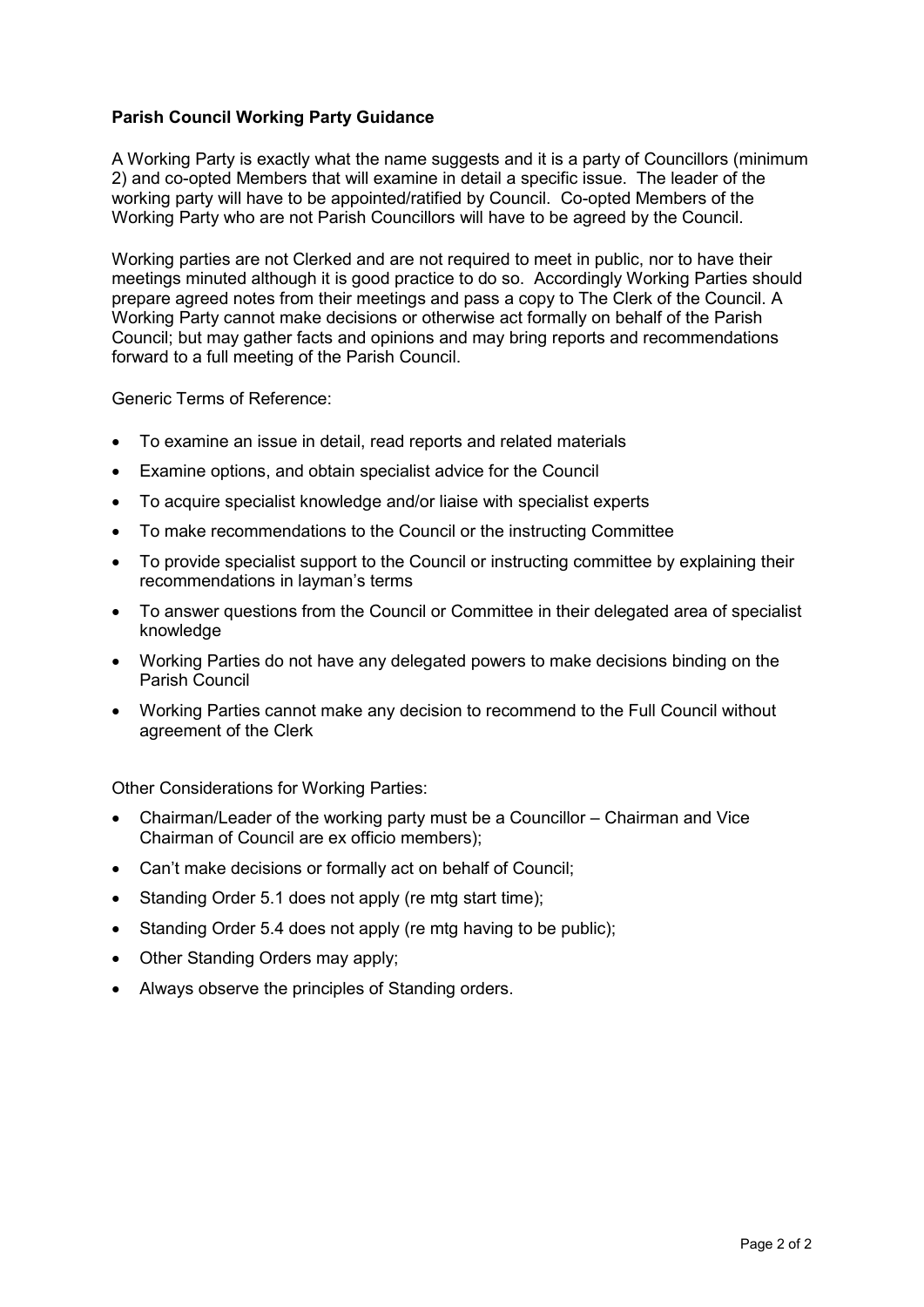**Parish Council Working Party Guidance**

A Working Party is exactly what the name suggests and it is a party of Councillors (minimum 2) and co-opted Members that will examine in detail a specific issue. The leader of the working party will have to be appointed/ratified by Council. Co-opted Members of the Working Party who are not Parish Councillors will have to be agreed by the Council.

Working parties are not Clerked and are not required to meet in public, nor to have their meetings minuted although it is good practice to do so. Accordingly Working Parties should prepare agreed notes from their meetings and pass a copy to The Clerk of the Council. A Working Party cannot make decisions or otherwise act formally on behalf of the Parish Council; but may gather facts and opinions and may bring reports and recommendations forward to a full meeting of the Parish Council.

Generic Terms of Reference:

- To examine an issue in detail, read reports and related materials
- Examine options, and obtain specialist advice for the Council
- To acquire specialist knowledge and/or liaise with specialist experts
- To make recommendations to the Council or the instructing Committee
- To provide specialist support to the Council or instructing committee by explaining their recommendations in layman's terms
- To answer questions from the Council or Committee in their delegated area of specialist knowledge
- Working Parties do not have any delegated powers to make decisions binding on the Parish Council
- Working Parties cannot make any decision to recommend to the Full Council without agreement of the Clerk

Other Considerations for Working Parties:

- Chairman/Leader of the working party must be a Councillor – Chairman and Vice Chairman of Council are ex officio members);
- Can't make decisions or formally act on behalf of Council;
- Standing Order 5.1 does not apply (re mtg start time);
- Standing Order 5.4 does not apply (re mtg having to be public);
- Other Standing Orders may apply;
- Always observe the principles of Standing orders.